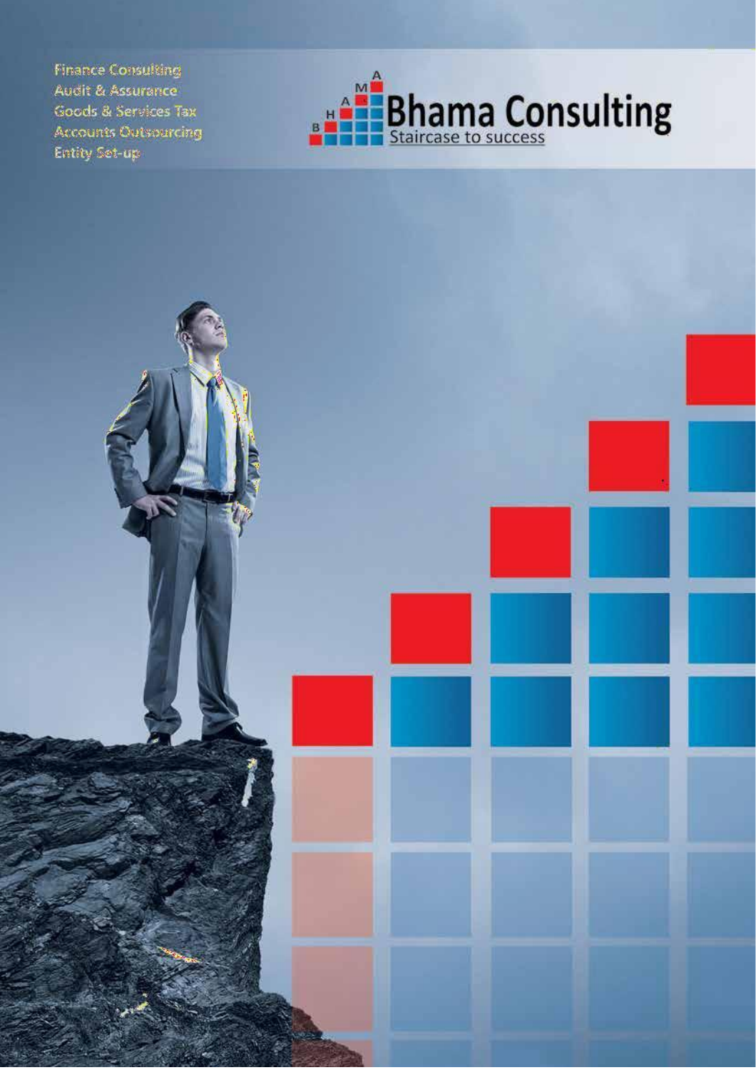Finance Consulting
Audit & Assurance
Goods & Services Tax
Accounts Outsourcing
Entity Set-up

# Bhama Consulting

Staircase to success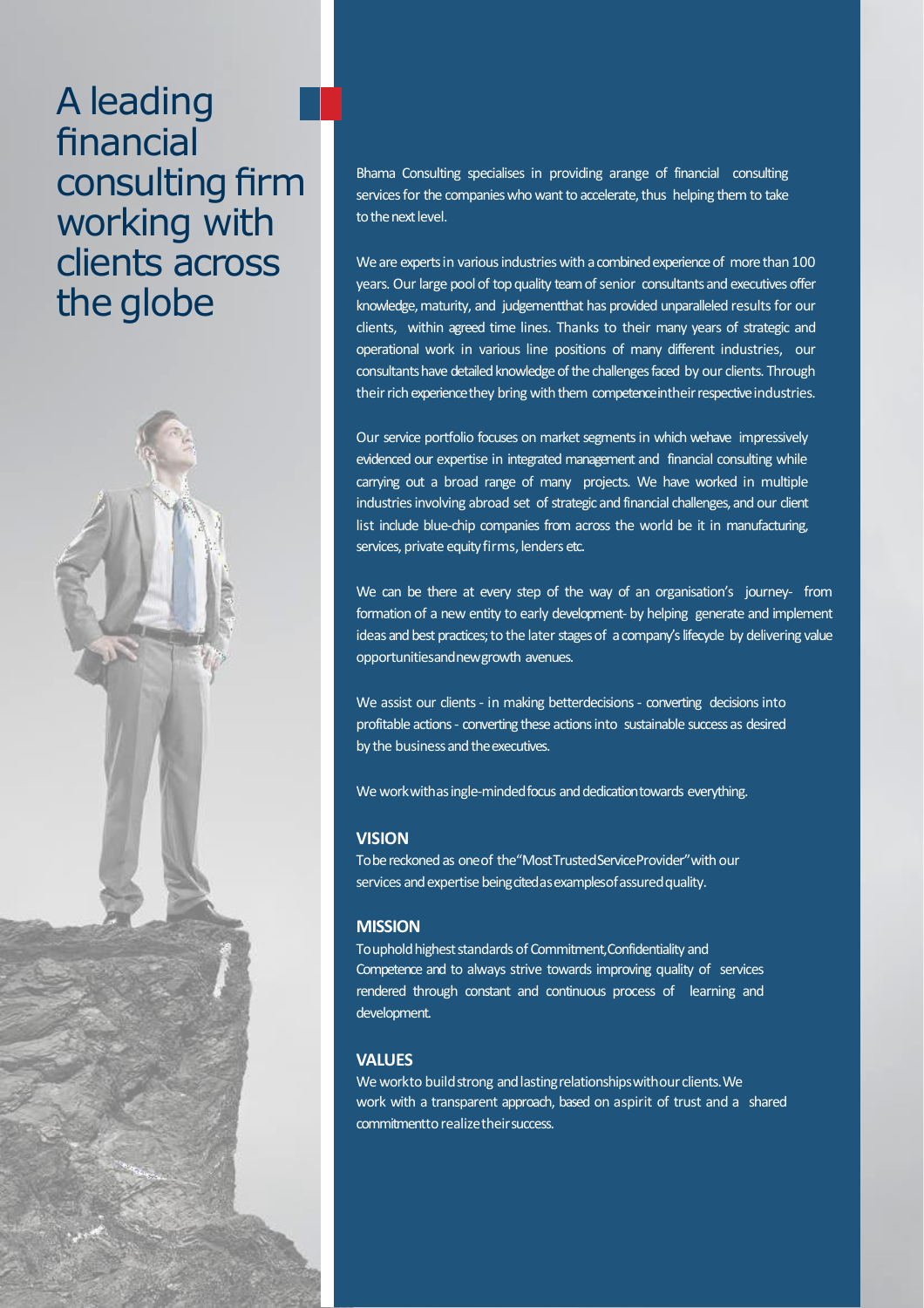# A leading financial consulting firm working with clients across the globe

Bhama Consulting specialises in providing arange of financial consulting services for the companies who want to accelerate, thus helping them to take to the next level.

We are experts in various industries with a combined experience of more than 100 years. Our large pool of top quality team of senior consultants and executives offer knowledge, maturity, and judgementthat has provided unparalleled results for our clients, within agreed time lines. Thanks to their many years of strategic and operational work in various line positions of many different industries, our consultants have detailed knowledge of the challenges faced by our clients. Through their rich experiencethey bring with them competenceintheir respective industries.

Our service portfolio focuses on market segments in which wehave impressively evidenced our expertise in integrated management and financial consulting while carrying out a broad range of many projects. We have worked in multiple industries involving abroad set of strategic and financial challenges, and our client list include blue-chip companies from across the world be it in manufacturing, services, private equity firms, lenders etc.

We can be there at every step of the way of an organisation's journey- from formation of a new entity to early development- by helping generate and implement ideas and best practices; to the later stages of a company's lifecycle by delivering value opportunitiesandnewgrowth avenues.

We assist our clients - in making betterdecisions - converting decisions into profitable actions - converting these actions into sustainable success as desired by the business and the executives.

We workwithasingle-mindedfocus and dedicationtowards everything.

## VISION

Tobe reckoned as oneof the"MostTrustedServiceProvider"with our services and expertise beingcitedasexamplesofassuredquality.

## MISSION

Touphold highest standards of Commitment,Confidentiality and Competence and to always strive towards improving quality of services rendered through constant and continuous process of learning and development.

## VALUES

We workto build strong and lastingrelationshipswithour clients.We work with a transparent approach, based on aspirit of trust and a shared commitmentto realizetheirsuccess.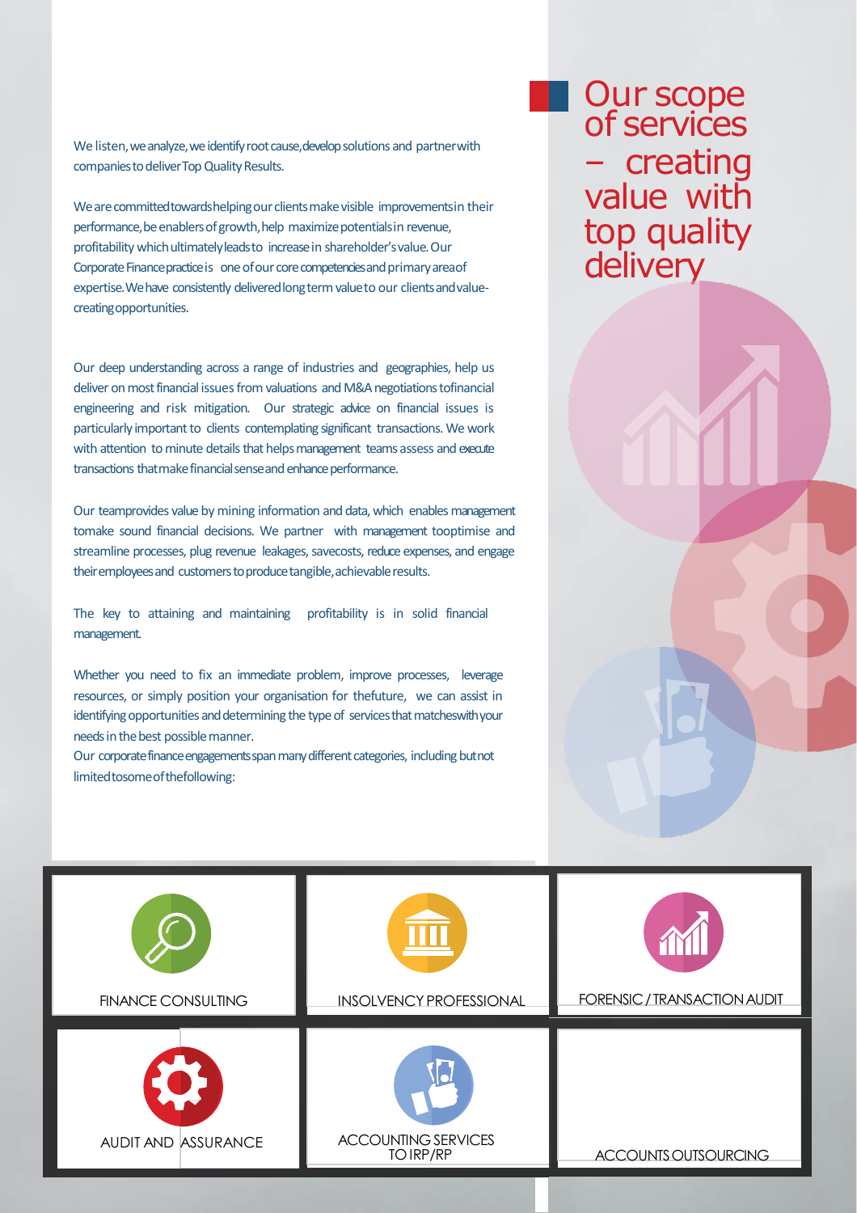# Our scope of services – creating value with top quality delivery

We listen, we analyze, we identify root cause, develop solutions and partner with companies to deliver Top Quality Results.

We are committed towards helping our clients make visible improvements in their performance, be enablers of growth, help maximize potentials in revenue, profitability which ultimately leads to increase in shareholder's value. Our Corporate Finance practice is one of our core competencies and primary area of expertise. We have consistently delivered long term value to our clients and value-creating opportunities.

Our deep understanding across a range of industries and geographies, help us deliver on most financial issues from valuations and M&A negotiations to financial engineering and risk mitigation. Our strategic advice on financial issues is particularly important to clients contemplating significant transactions. We work with attention to minute details that helps management teams assess and execute transactions that make financial sense and enhance performance.

Our team provides value by mining information and data, which enables management to make sound financial decisions. We partner with management to optimise and streamline processes, plug revenue leakages, save costs, reduce expenses, and engage their employees and customers to produce tangible, achievable results.

The key to attaining and maintaining profitability is in solid financial management.

Whether you need to fix an immediate problem, improve processes, leverage resources, or simply position your organisation for the future, we can assist in identifying opportunities and determining the type of services that matches with your needs in the best possible manner.

Our corporate finance engagements span many different categories, including but not limited to some of the following:

- FINANCE CONSULTING
- INSOLVENCY PROFESSIONAL
- FORENSIC / TRANSACTION AUDIT
- AUDIT AND ASSURANCE
- ACCOUNTING SERVICES TO IRP/RP
- ACCOUNTS OUTSOURCING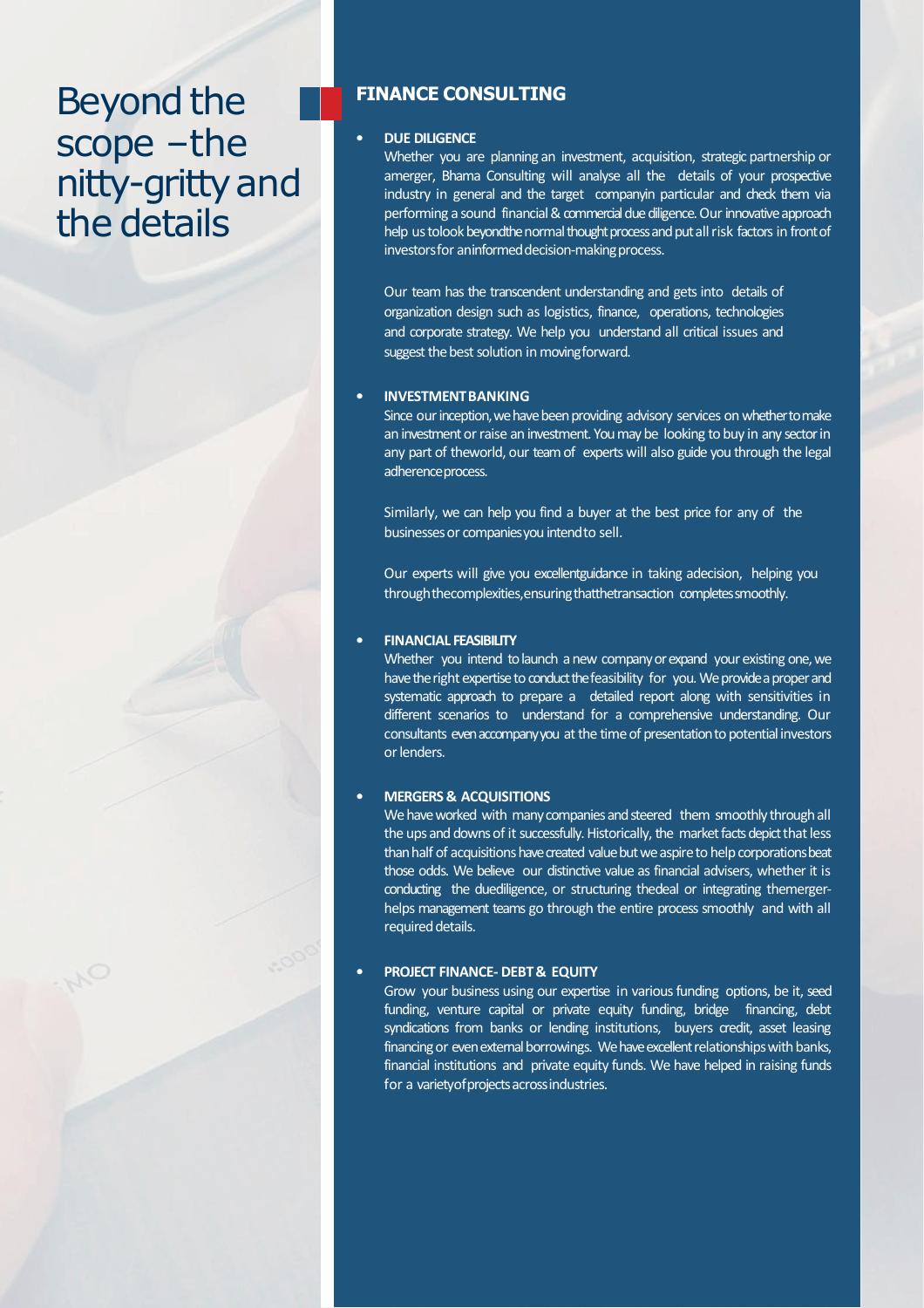# Beyond the scope –the nitty-gritty and the details

## FINANCE CONSULTING

- **DUE DILIGENCE**

  Whether you are planning an investment, acquisition, strategic partnership or amerger, Bhama Consulting will analyse all the details of your prospective industry in general and the target companyin particular and check them via performing a sound financial & commercial due diligence. Our innovative approach help us tolook beyondthe normal thought process and put all risk factors in front of investorsfor aninformed decision-making process.

  Our team has the transcendent understanding and gets into details of organization design such as logistics, finance, operations, technologies and corporate strategy. We help you understand all critical issues and suggest the best solution in movingforward.

- **INVESTMENT BANKING**

  Since our inception, we have been providing advisory services on whether to make an investment or raise an investment. You may be looking to buy in any sector in any part of theworld, our team of experts will also guide you through the legal adherenceprocess.

  Similarly, we can help you find a buyer at the best price for any of the businesses or companiesyou intendto sell.

  Our experts will give you excellentguidance in taking adecision, helping you throughthecomplexities,ensuringthatthetransaction completessmoothly.

- **FINANCIAL FEASIBILITY**

  Whether you intend to launch a new company or expand your existing one, we have the right expertise to conduct the feasibility for you. We provide a proper and systematic approach to prepare a detailed report along with sensitivities in different scenarios to understand for a comprehensive understanding. Our consultants even accompanyyou at the time of presentation to potential investors or lenders.

- **MERGERS & ACQUISITIONS**

  We have worked with many companies and steered them smoothly through all the ups and downs of it successfully. Historically, the market facts depict that less than half of acquisitions have created value but we aspire to help corporations beat those odds. We believe our distinctive value as financial advisers, whether it is conducting the duediligence, or structuring thedeal or integrating themerger- helps management teams go through the entire process smoothly and with all required details.

- **PROJECT FINANCE- DEBT & EQUITY**

  Grow your business using our expertise in various funding options, be it, seed funding, venture capital or private equity funding, bridge financing, debt syndications from banks or lending institutions, buyers credit, asset leasing financing or even external borrowings. We have excellent relationships with banks, financial institutions and private equity funds. We have helped in raising funds for a varietyofprojects acrossindustries.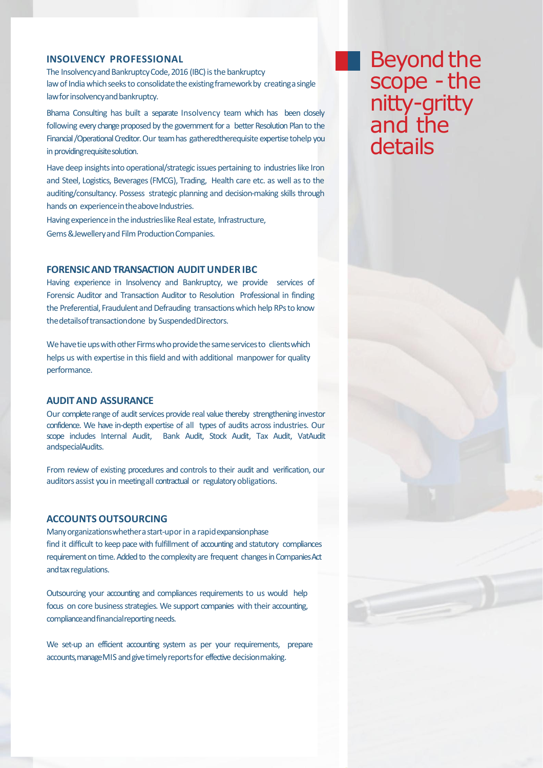# Beyond the scope - the nitty-gritty and the details

## INSOLVENCY PROFESSIONAL

The Insolvency and Bankruptcy Code, 2016 (IBC) is the bankruptcy law of India which seeks to consolidate the existing framework by creating a single law for insolvency and bankruptcy.

Bhama Consulting has built a separate Insolvency team which has been closely following every change proposed by the government for a better Resolution Plan to the Financial /Operational Creditor. Our team has gathered the requisite expertise to help you in providing requisite solution.

Have deep insights into operational/strategic issues pertaining to industries like Iron and Steel, Logistics, Beverages (FMCG), Trading, Health care etc. as well as to the auditing/consultancy. Possess strategic planning and decision-making skills through hands on experience in the above Industries.

Having experience in the industries like Real estate, Infrastructure, Gems & Jewellery and Film Production Companies.

## FORENSIC AND TRANSACTION AUDIT UNDER IBC

Having experience in Insolvency and Bankruptcy, we provide services of Forensic Auditor and Transaction Auditor to Resolution Professional in finding the Preferential, Fraudulent and Defrauding transactions which help RPs to know the details of transaction done by Suspended Directors.

We have tie ups with other Firms who provide the same services to clients which helps us with expertise in this fiield and with additional manpower for quality performance.

## AUDIT AND ASSURANCE

Our complete range of audit services provide real value thereby strengthening investor confidence. We have in-depth expertise of all types of audits across industries. Our scope includes Internal Audit, Bank Audit, Stock Audit, Tax Audit, VatAudit and special Audits.

From review of existing procedures and controls to their audit and verification, our auditors assist you in meeting all contractual or regulatory obligations.

## ACCOUNTS OUTSOURCING

Many organizations whether a start-up or in a rapid expansion phase find it difficult to keep pace with fulfillment of accounting and statutory compliances requirement on time. Added to the complexity are frequent changes in Companies Act and tax regulations.

Outsourcing your accounting and compliances requirements to us would help focus on core business strategies. We support companies with their accounting, compliance and financial reporting needs.

We set-up an efficient accounting system as per your requirements, prepare accounts, manage MIS and give timely reports for effective decision making.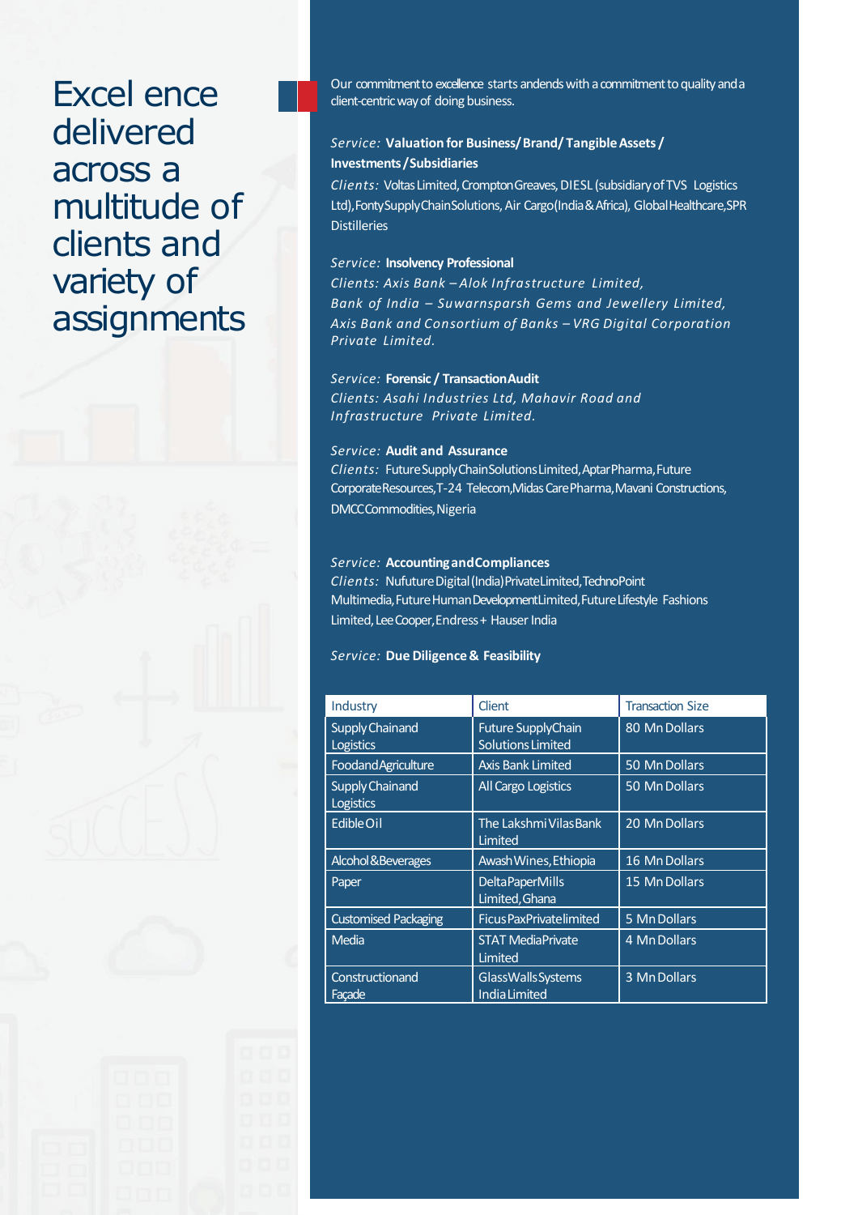# Excel ence delivered across a multitude of clients and variety of assignments

Our commitment to excellence starts andends with a commitment to quality and a client-centric way of doing business.

*Service:* **Valuation for Business/ Brand/ Tangible Assets / Investments / Subsidiaries**

*Clients:* Voltas Limited, Crompton Greaves, DIESL (subsidiary of TVS Logistics Ltd), Fonty Supply Chain Solutions, Air Cargo (India & Africa), Global Healthcare, SPR Distilleries

*Service:* **Insolvency Professional**

*Clients: Axis Bank – Alok Infrastructure Limited, Bank of India – Suwarnsparsh Gems and Jewellery Limited, Axis Bank and Consortium of Banks – VRG Digital Corporation Private Limited.*

*Service:* **Forensic / Transaction Audit**

*Clients: Asahi Industries Ltd, Mahavir Road and Infrastructure Private Limited.*

*Service:* **Audit and Assurance**

*Clients:* Future Supply Chain Solutions Limited, Aptar Pharma, Future Corporate Resources, T-24 Telecom, Midas Care Pharma, Mavani Constructions, DMCC Commodities, Nigeria

*Service:* **Accounting and Compliances**

*Clients:* Nufuture Digital (India) Private Limited, TechnoPoint Multimedia, Future Human Development Limited, Future Lifestyle Fashions Limited, Lee Cooper, Endress + Hauser India

*Service:* **Due Diligence & Feasibility**

| Industry | Client | Transaction Size |
|---|---|---|
| Supply Chainand Logistics | Future SupplyChain Solutions Limited | 80 Mn Dollars |
| Foodand Agriculture | Axis Bank Limited | 50 Mn Dollars |
| Supply Chainand Logistics | All Cargo Logistics | 50 Mn Dollars |
| Edible Oil | The Lakshmi Vilas Bank Limited | 20 Mn Dollars |
| Alcohol & Beverages | Awash Wines, Ethiopia | 16 Mn Dollars |
| Paper | Delta Paper Mills Limited, Ghana | 15 Mn Dollars |
| Customised Packaging | Ficus Pax Private limited | 5 Mn Dollars |
| Media | STAT Media Private Limited | 4 Mn Dollars |
| Constructionand Façade | Glass Walls Systems India Limited | 3 Mn Dollars |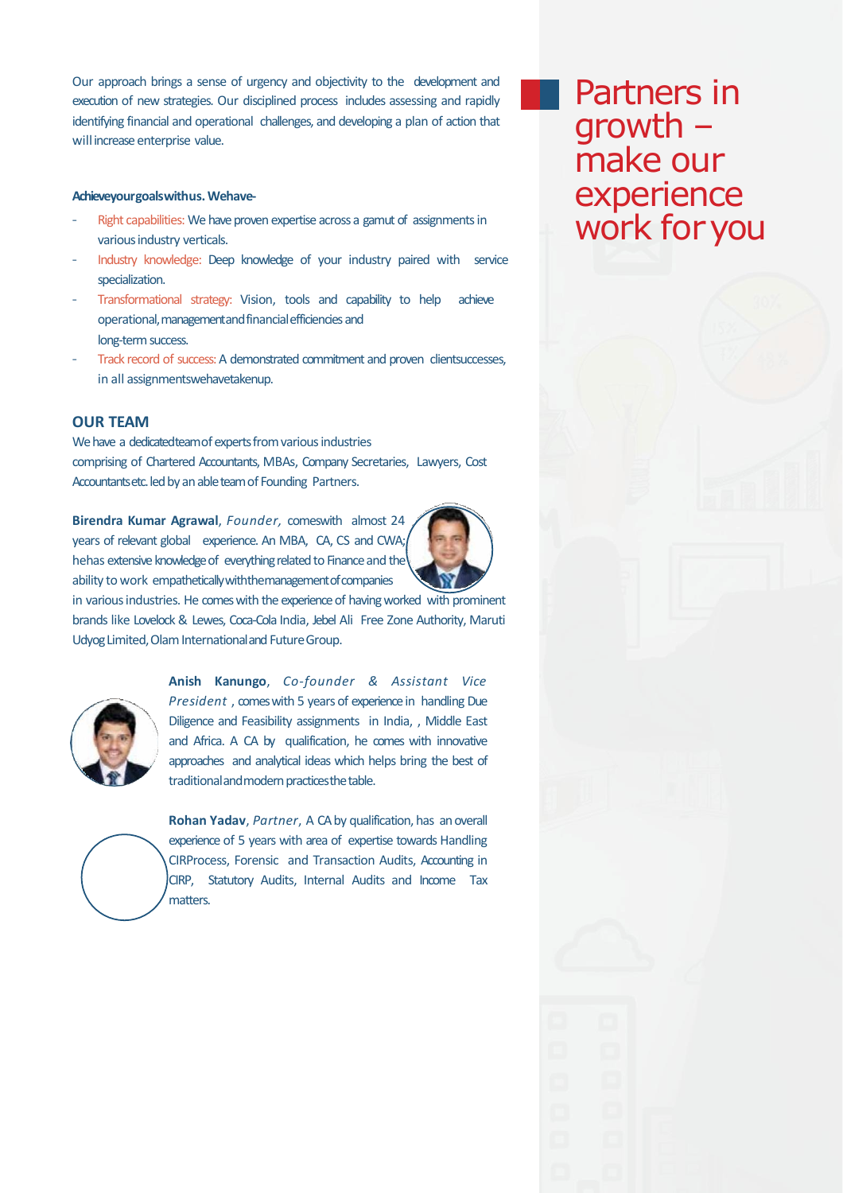# Partners in growth – make our experience work for you

Our approach brings a sense of urgency and objectivity to the development and execution of new strategies. Our disciplined process includes assessing and rapidly identifying financial and operational challenges, and developing a plan of action that will increase enterprise value.

**Achieveyourgoalswithus. Wehave-**

- Right capabilities: We have proven expertise across a gamut of assignments in various industry verticals.
- Industry knowledge: Deep knowledge of your industry paired with service specialization.
- Transformational strategy: Vision, tools and capability to help achieve operational, management and financial efficiencies and long-term success.
- Track record of success: A demonstrated commitment and proven clientsuccesses, in all assignmentswehavetakenup.

## OUR TEAM

We have a dedicatedteamof experts from various industries comprising of Chartered Accountants, MBAs, Company Secretaries, Lawyers, Cost Accountantsetc. led by an able team of Founding Partners.

**Birendra Kumar Agrawal**, *Founder,* comeswith almost 24 years of relevant global experience. An MBA, CA, CS and CWA; hehas extensive knowledge of everything related to Finance and the ability to work empatheticallywiththemanagementofcompanies in various industries. He comes with the experience of having worked with prominent brands like Lovelock & Lewes, Coca-Cola India, Jebel Ali Free Zone Authority, Maruti Udyog Limited, Olam International and Future Group.

**Anish Kanungo**, *Co-founder & Assistant Vice President* , comes with 5 years of experience in handling Due Diligence and Feasibility assignments in India, , Middle East and Africa. A CA by qualification, he comes with innovative approaches and analytical ideas which helps bring the best of traditionalandmodern practicesthe table.

**Rohan Yadav**, *Partner*, A CA by qualification, has an overall experience of 5 years with area of expertise towards Handling CIRProcess, Forensic and Transaction Audits, Accounting in CIRP, Statutory Audits, Internal Audits and Income Tax matters.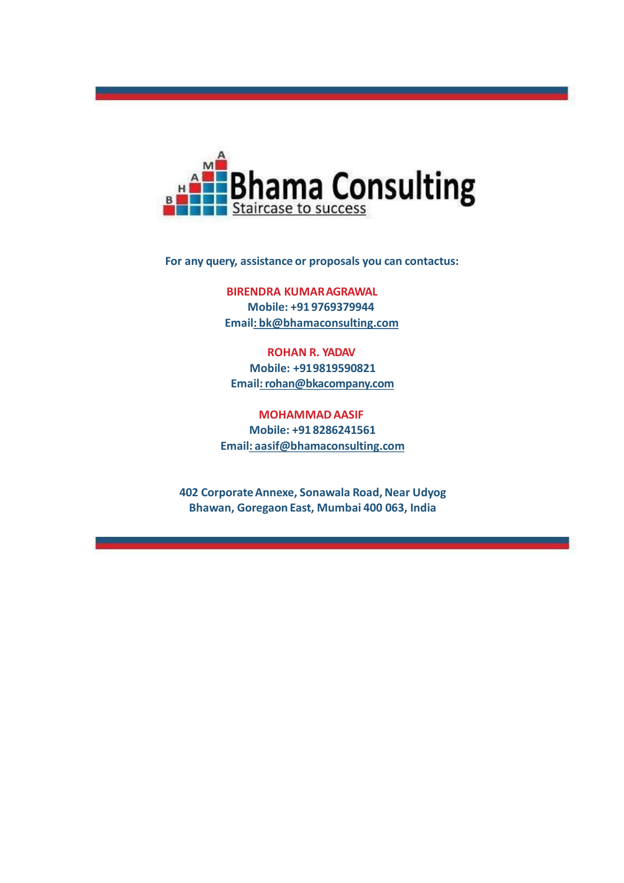Bhama Consulting

Staircase to success

**For any query, assistance or proposals you can contactus:**

**BIRENDRA KUMAR AGRAWAL**
**Mobile: +91 9769379944**
**Email: bk@bhamaconsulting.com**

**ROHAN R. YADAV**
**Mobile: +919819590821**
**Email: rohan@bkacompany.com**

**MOHAMMAD AASIF**
**Mobile: +91 8286241561**
**Email: aasif@bhamaconsulting.com**

**402 Corporate Annexe, Sonawala Road, Near Udyog Bhawan, Goregaon East, Mumbai 400 063, India**